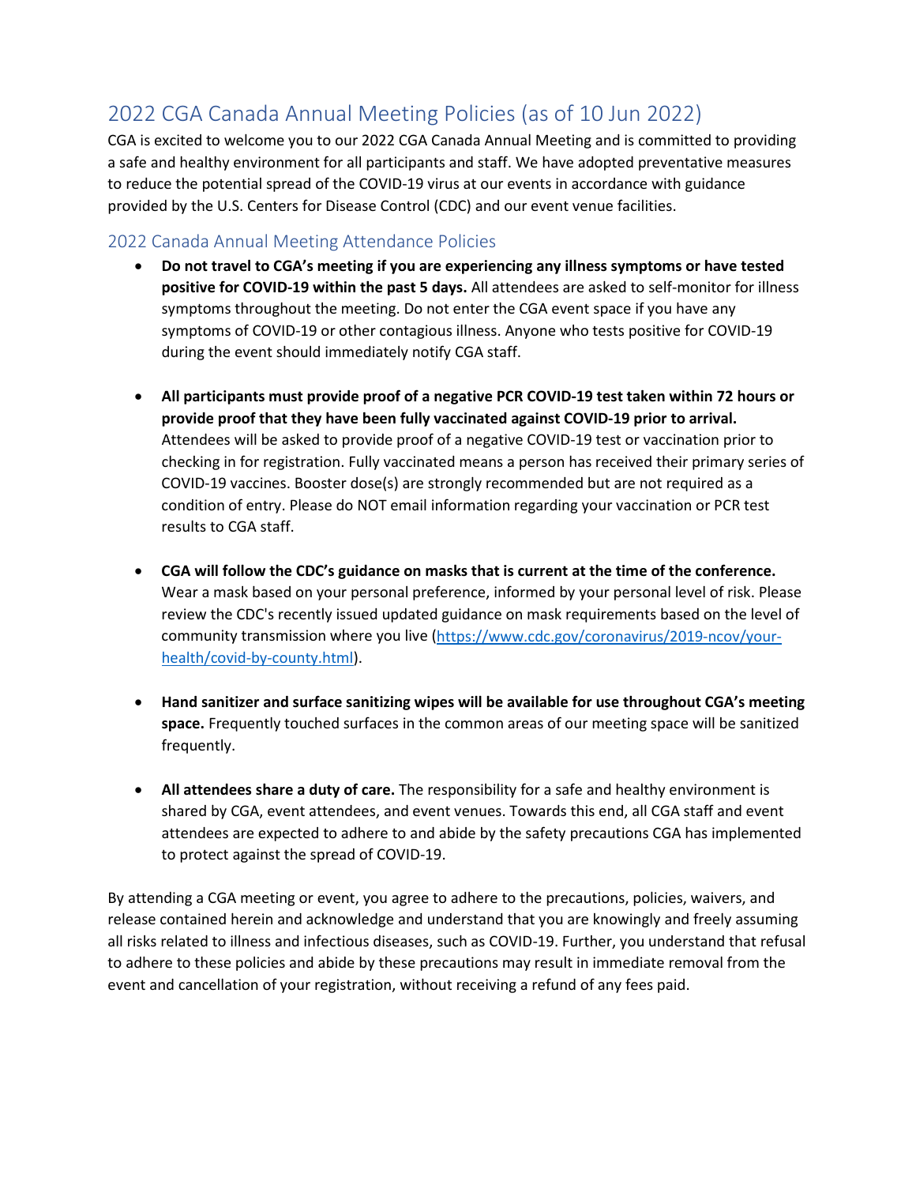# 2022 CGA Canada Annual Meeting Policies (as of 10 Jun 2022)

CGA is excited to welcome you to our 2022 CGA Canada Annual Meeting and is committed to providing a safe and healthy environment for all participants and staff. We have adopted preventative measures to reduce the potential spread of the COVID-19 virus at our events in accordance with guidance provided by the U.S. Centers for Disease Control (CDC) and our event venue facilities.

## 2022 Canada Annual Meeting Attendance Policies

- **Do not travel to CGA's meeting if you are experiencing any illness symptoms or have tested positive for COVID-19 within the past 5 days.** All attendees are asked to self-monitor for illness symptoms throughout the meeting. Do not enter the CGA event space if you have any symptoms of COVID-19 or other contagious illness. Anyone who tests positive for COVID-19 during the event should immediately notify CGA staff.

- **All participants must provide proof of a negative PCR COVID-19 test taken within 72 hours or provide proof that they have been fully vaccinated against COVID-19 prior to arrival.** Attendees will be asked to provide proof of a negative COVID-19 test or vaccination prior to checking in for registration. Fully vaccinated means a person has received their primary series of COVID-19 vaccines. Booster dose(s) are strongly recommended but are not required as a condition of entry. Please do NOT email information regarding your vaccination or PCR test results to CGA staff.

- **CGA will follow the CDC's guidance on masks that is current at the time of the conference.** Wear a mask based on your personal preference, informed by your personal level of risk. Please review the CDC's recently issued updated guidance on mask requirements based on the level of community transmission where you live (https://www.cdc.gov/coronavirus/2019-ncov/your-health/covid-by-county.html).

- **Hand sanitizer and surface sanitizing wipes will be available for use throughout CGA's meeting space.** Frequently touched surfaces in the common areas of our meeting space will be sanitized frequently.

- **All attendees share a duty of care.** The responsibility for a safe and healthy environment is shared by CGA, event attendees, and event venues. Towards this end, all CGA staff and event attendees are expected to adhere to and abide by the safety precautions CGA has implemented to protect against the spread of COVID-19.

By attending a CGA meeting or event, you agree to adhere to the precautions, policies, waivers, and release contained herein and acknowledge and understand that you are knowingly and freely assuming all risks related to illness and infectious diseases, such as COVID-19. Further, you understand that refusal to adhere to these policies and abide by these precautions may result in immediate removal from the event and cancellation of your registration, without receiving a refund of any fees paid.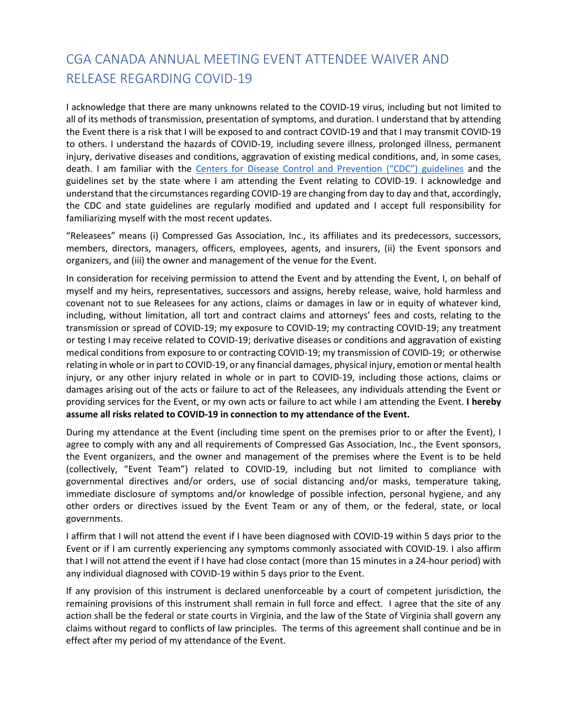# CGA CANADA ANNUAL MEETING EVENT ATTENDEE WAIVER AND RELEASE REGARDING COVID-19

I acknowledge that there are many unknowns related to the COVID-19 virus, including but not limited to all of its methods of transmission, presentation of symptoms, and duration. I understand that by attending the Event there is a risk that I will be exposed to and contract COVID-19 and that I may transmit COVID-19 to others. I understand the hazards of COVID-19, including severe illness, prolonged illness, permanent injury, derivative diseases and conditions, aggravation of existing medical conditions, and, in some cases, death. I am familiar with the Centers for Disease Control and Prevention ("CDC") guidelines and the guidelines set by the state where I am attending the Event relating to COVID-19. I acknowledge and understand that the circumstances regarding COVID-19 are changing from day to day and that, accordingly, the CDC and state guidelines are regularly modified and updated and I accept full responsibility for familiarizing myself with the most recent updates.

"Releasees" means (i) Compressed Gas Association, Inc., its affiliates and its predecessors, successors, members, directors, managers, officers, employees, agents, and insurers, (ii) the Event sponsors and organizers, and (iii) the owner and management of the venue for the Event.

In consideration for receiving permission to attend the Event and by attending the Event, I, on behalf of myself and my heirs, representatives, successors and assigns, hereby release, waive, hold harmless and covenant not to sue Releasees for any actions, claims or damages in law or in equity of whatever kind, including, without limitation, all tort and contract claims and attorneys' fees and costs, relating to the transmission or spread of COVID-19; my exposure to COVID-19; my contracting COVID-19; any treatment or testing I may receive related to COVID-19; derivative diseases or conditions and aggravation of existing medical conditions from exposure to or contracting COVID-19; my transmission of COVID-19; or otherwise relating in whole or in part to COVID-19, or any financial damages, physical injury, emotion or mental health injury, or any other injury related in whole or in part to COVID-19, including those actions, claims or damages arising out of the acts or failure to act of the Releasees, any individuals attending the Event or providing services for the Event, or my own acts or failure to act while I am attending the Event. **I hereby assume all risks related to COVID-19 in connection to my attendance of the Event.**

During my attendance at the Event (including time spent on the premises prior to or after the Event), I agree to comply with any and all requirements of Compressed Gas Association, Inc., the Event sponsors, the Event organizers, and the owner and management of the premises where the Event is to be held (collectively, "Event Team") related to COVID-19, including but not limited to compliance with governmental directives and/or orders, use of social distancing and/or masks, temperature taking, immediate disclosure of symptoms and/or knowledge of possible infection, personal hygiene, and any other orders or directives issued by the Event Team or any of them, or the federal, state, or local governments.

I affirm that I will not attend the event if I have been diagnosed with COVID-19 within 5 days prior to the Event or if I am currently experiencing any symptoms commonly associated with COVID-19. I also affirm that I will not attend the event if I have had close contact (more than 15 minutes in a 24-hour period) with any individual diagnosed with COVID-19 within 5 days prior to the Event.

If any provision of this instrument is declared unenforceable by a court of competent jurisdiction, the remaining provisions of this instrument shall remain in full force and effect. I agree that the site of any action shall be the federal or state courts in Virginia, and the law of the State of Virginia shall govern any claims without regard to conflicts of law principles. The terms of this agreement shall continue and be in effect after my period of my attendance of the Event.